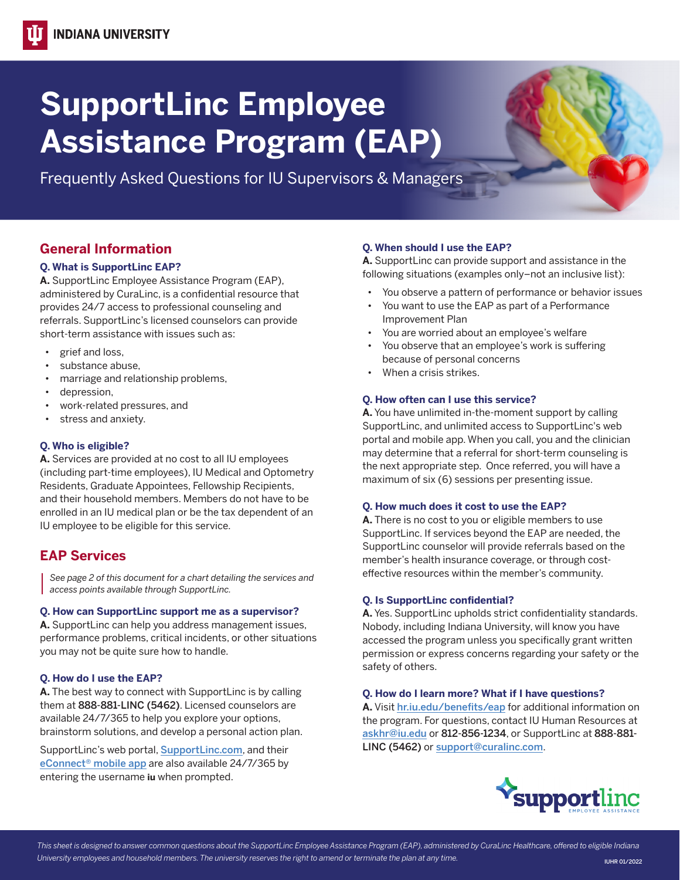INDIANA UNIVERSITY

# SupportLinc Employee Assistance Program (EAP)

Frequently Asked Questions for IU Supervisors & Managers

## General Information

### Q. What is SupportLinc EAP?

**A.** SupportLinc Employee Assistance Program (EAP), administered by CuraLinc, is a confidential resource that provides 24/7 access to professional counseling and referrals. SupportLinc's licensed counselors can provide short-term assistance with issues such as:

- grief and loss,
- substance abuse,
- marriage and relationship problems,
- depression,
- work-related pressures, and
- stress and anxiety.

### Q. Who is eligible?

**A.** Services are provided at no cost to all IU employees (including part-time employees), IU Medical and Optometry Residents, Graduate Appointees, Fellowship Recipients, and their household members. Members do not have to be enrolled in an IU medical plan or be the tax dependent of an IU employee to be eligible for this service.

## EAP Services

*See page 2 of this document for a chart detailing the services and access points available through SupportLinc.*

### Q. How can SupportLinc support me as a supervisor?

**A.** SupportLinc can help you address management issues, performance problems, critical incidents, or other situations you may not be quite sure how to handle.

### Q. How do I use the EAP?

**A.** The best way to connect with SupportLinc is by calling them at **888-881-LINC (5462)**. Licensed counselors are available 24/7/365 to help you explore your options, brainstorm solutions, and develop a personal action plan.

SupportLinc's web portal, SupportLinc.com, and their eConnect® mobile app are also available 24/7/365 by entering the username **iu** when prompted.

### Q. When should I use the EAP?

**A.** SupportLinc can provide support and assistance in the following situations (examples only–not an inclusive list):

- You observe a pattern of performance or behavior issues
- You want to use the EAP as part of a Performance Improvement Plan
- You are worried about an employee's welfare
- You observe that an employee's work is suffering because of personal concerns
- When a crisis strikes.

### Q. How often can I use this service?

**A.** You have unlimited in-the-moment support by calling SupportLinc, and unlimited access to SupportLinc's web portal and mobile app. When you call, you and the clinician may determine that a referral for short-term counseling is the next appropriate step. Once referred, you will have a maximum of six (6) sessions per presenting issue.

### Q. How much does it cost to use the EAP?

**A.** There is no cost to you or eligible members to use SupportLinc. If services beyond the EAP are needed, the SupportLinc counselor will provide referrals based on the member's health insurance coverage, or through cost-effective resources within the member's community.

### Q. Is SupportLinc confidential?

**A.** Yes. SupportLinc upholds strict confidentiality standards. Nobody, including Indiana University, will know you have accessed the program unless you specifically grant written permission or express concerns regarding your safety or the safety of others.

### Q. How do I learn more? What if I have questions?

**A.** Visit hr.iu.edu/benefits/eap for additional information on the program. For questions, contact IU Human Resources at askhr@iu.edu or **812-856-1234**, or SupportLinc at **888-881-LINC (5462)** or support@curalinc.com.

supportlinc EMPLOYEE ASSISTANCE

*This sheet is designed to answer common questions about the SupportLinc Employee Assistance Program (EAP), administered by CuraLinc Healthcare, offered to eligible Indiana University employees and household members. The university reserves the right to amend or terminate the plan at any time.*

IUHR 01/2022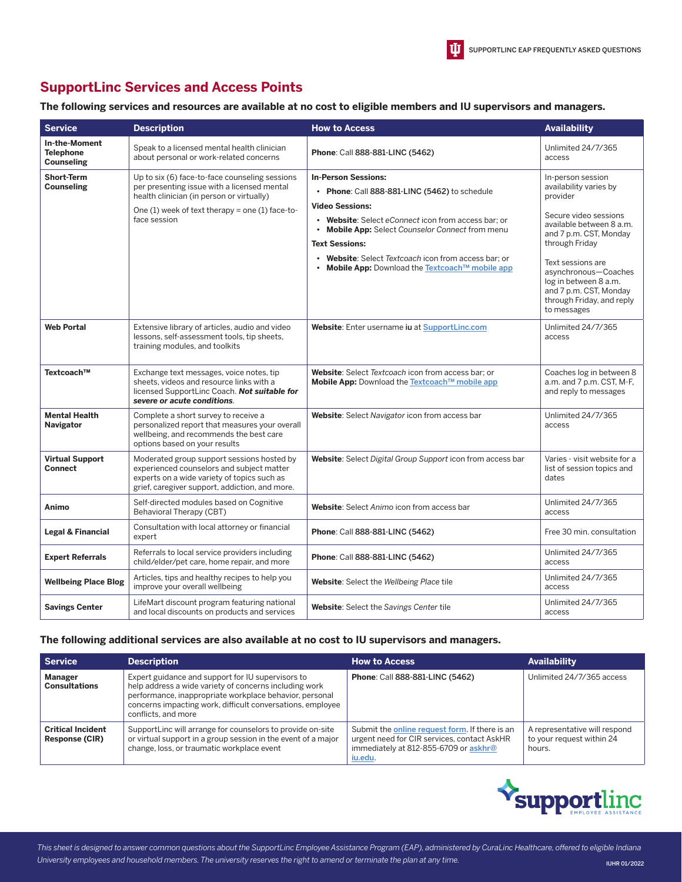## SupportLinc Services and Access Points

**The following services and resources are available at no cost to eligible members and IU supervisors and managers.**

| Service | Description | How to Access | Availability |
|---|---|---|---|
| **In-the-Moment Telephone Counseling** | Speak to a licensed mental health clinician about personal or work-related concerns | **Phone**: Call 888-881-LINC (5462) | Unlimited 24/7/365 access |
| **Short-Term Counseling** | Up to six (6) face-to-face counseling sessions per presenting issue with a licensed mental health clinician (in person or virtually)<br><br>One (1) week of text therapy = one (1) face-to-face session | **In-Person Sessions:**<br>• **Phone**: Call 888-881-LINC (5462) to schedule<br>**Video Sessions:**<br>• **Website**: Select *eConnect* icon from access bar; or<br>• **Mobile App:** Select *Counselor Connect* from menu<br>**Text Sessions:**<br>• **Website**: Select *Textcoach* icon from access bar; or<br>• **Mobile App:** Download the Textcoach™ mobile app | In-person session availability varies by provider<br><br>Secure video sessions available between 8 a.m. and 7 p.m. CST, Monday through Friday<br><br>Text sessions are asynchronous—Coaches log in between 8 a.m. and 7 p.m. CST, Monday through Friday, and reply to messages |
| **Web Portal** | Extensive library of articles, audio and video lessons, self-assessment tools, tip sheets, training modules, and toolkits | **Website**: Enter username **iu** at SupportLinc.com | Unlimited 24/7/365 access |
| **Textcoach™** | Exchange text messages, voice notes, tip sheets, videos and resource links with a licensed SupportLinc Coach. ***Not suitable for severe or acute conditions***. | **Website**: Select *Textcoach* icon from access bar; or **Mobile App:** Download the Textcoach™ mobile app | Coaches log in between 8 a.m. and 7 p.m. CST, M-F, and reply to messages |
| **Mental Health Navigator** | Complete a short survey to receive a personalized report that measures your overall wellbeing, and recommends the best care options based on your results | **Website**: Select *Navigator* icon from access bar | Unlimited 24/7/365 access |
| **Virtual Support Connect** | Moderated group support sessions hosted by experienced counselors and subject matter experts on a wide variety of topics such as grief, caregiver support, addiction, and more. | **Website**: Select *Digital Group Support* icon from access bar | Varies - visit website for a list of session topics and dates |
| **Animo** | Self-directed modules based on Cognitive Behavioral Therapy (CBT) | **Website**: Select *Animo* icon from access bar | Unlimited 24/7/365 access |
| **Legal & Financial** | Consultation with local attorney or financial expert | **Phone**: Call 888-881-LINC (5462) | Free 30 min. consultation |
| **Expert Referrals** | Referrals to local service providers including child/elder/pet care, home repair, and more | **Phone**: Call 888-881-LINC (5462) | Unlimited 24/7/365 access |
| **Wellbeing Place Blog** | Articles, tips and healthy recipes to help you improve your overall wellbeing | **Website**: Select the *Wellbeing Place* tile | Unlimited 24/7/365 access |
| **Savings Center** | LifeMart discount program featuring national and local discounts on products and services | **Website**: Select the *Savings Center* tile | Unlimited 24/7/365 access |

**The following additional services are also available at no cost to IU supervisors and managers.**

| Service | Description | How to Access | Availability |
|---|---|---|---|
| **Manager Consultations** | Expert guidance and support for IU supervisors to help address a wide variety of concerns including work performance, inappropriate workplace behavior, personal concerns impacting work, difficult conversations, employee conflicts, and more | **Phone**: Call 888-881-LINC (5462) | Unlimited 24/7/365 access |
| **Critical Incident Response (CIR)** | SupportLinc will arrange for counselors to provide on-site or virtual support in a group session in the event of a major change, loss, or traumatic workplace event | Submit the **online request form**. If there is an urgent need for CIR services, contact AskHR immediately at 812-855-6709 or askhr@iu.edu. | A representative will respond to your request within 24 hours. |

supportlinc EMPLOYEE ASSISTANCE

*This sheet is designed to answer common questions about the SupportLinc Employee Assistance Program (EAP), administered by CuraLinc Healthcare, offered to eligible Indiana University employees and household members. The university reserves the right to amend or terminate the plan at any time.*

IUHR 01/2022